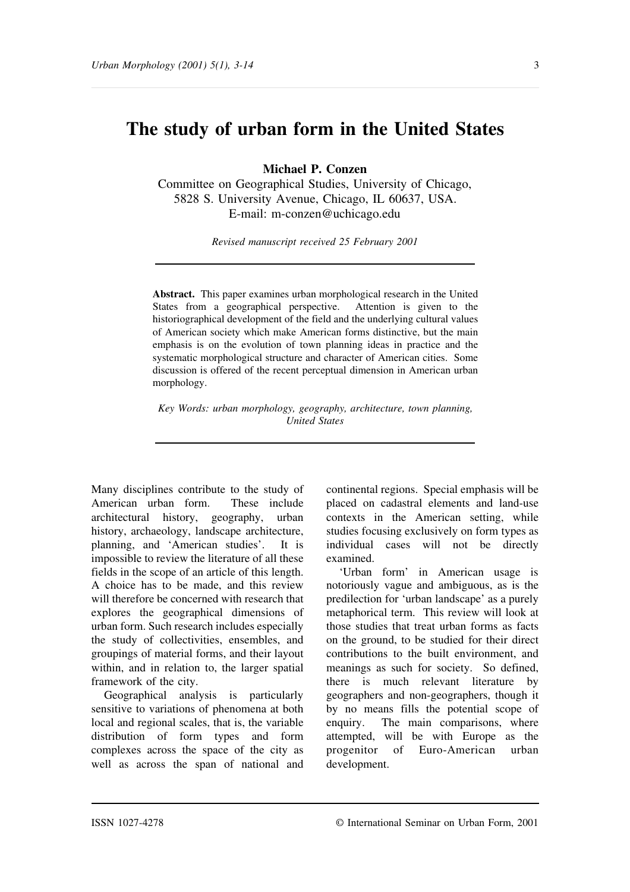# The study of urban form in the United States

**Michael P. Conzen**

Committee on Geographical Studies, University of Chicago,
5828 S. University Avenue, Chicago, IL 60637, USA.
E-mail: m-conzen@uchicago.edu

*Revised manuscript received 25 February 2001*

---

**Abstract.** This paper examines urban morphological research in the United States from a geographical perspective. Attention is given to the historiographical development of the field and the underlying cultural values of American society which make American forms distinctive, but the main emphasis is on the evolution of town planning ideas in practice and the systematic morphological structure and character of American cities. Some discussion is offered of the recent perceptual dimension in American urban morphology.

*Key Words: urban morphology, geography, architecture, town planning, United States*

---

Many disciplines contribute to the study of American urban form. These include architectural history, geography, urban history, archaeology, landscape architecture, planning, and 'American studies'. It is impossible to review the literature of all these fields in the scope of an article of this length. A choice has to be made, and this review will therefore be concerned with research that explores the geographical dimensions of urban form. Such research includes especially the study of collectivities, ensembles, and groupings of material forms, and their layout within, and in relation to, the larger spatial framework of the city.

Geographical analysis is particularly sensitive to variations of phenomena at both local and regional scales, that is, the variable distribution of form types and form complexes across the space of the city as well as across the span of national and continental regions. Special emphasis will be placed on cadastral elements and land-use contexts in the American setting, while studies focusing exclusively on form types as individual cases will not be directly examined.

'Urban form' in American usage is notoriously vague and ambiguous, as is the predilection for 'urban landscape' as a purely metaphorical term. This review will look at those studies that treat urban forms as facts on the ground, to be studied for their direct contributions to the built environment, and meanings as such for society. So defined, there is much relevant literature by geographers and non-geographers, though it by no means fills the potential scope of enquiry. The main comparisons, where attempted, will be with Europe as the progenitor of Euro-American urban development.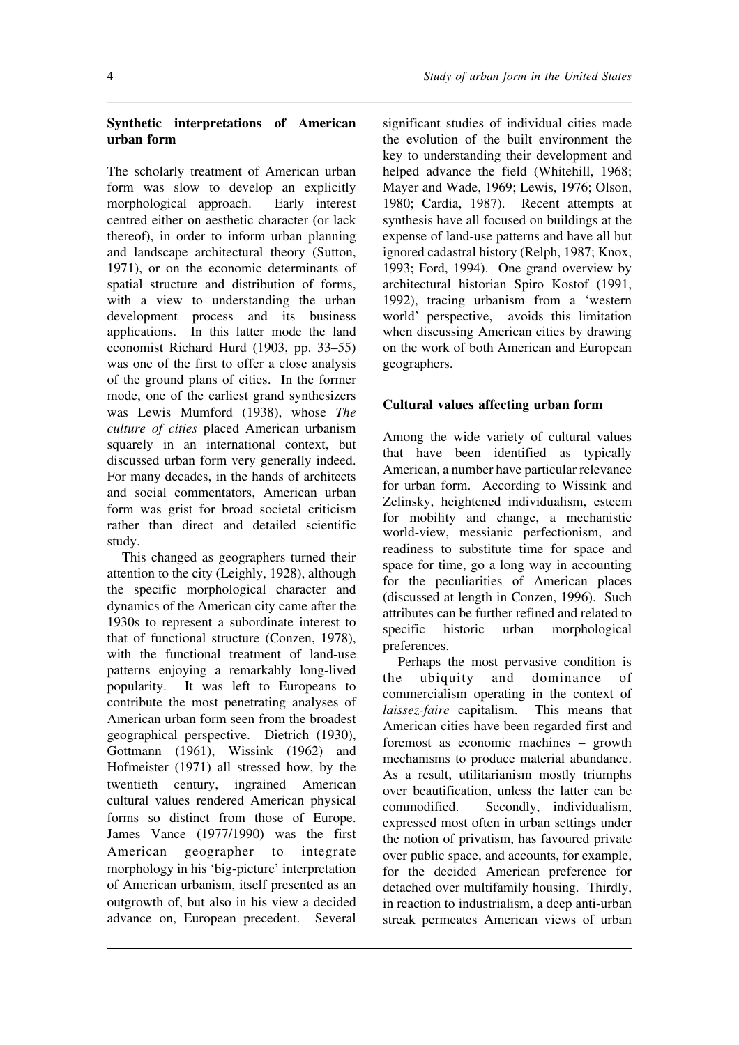## Synthetic interpretations of American urban form

The scholarly treatment of American urban form was slow to develop an explicitly morphological approach. Early interest centred either on aesthetic character (or lack thereof), in order to inform urban planning and landscape architectural theory (Sutton, 1971), or on the economic determinants of spatial structure and distribution of forms, with a view to understanding the urban development process and its business applications. In this latter mode the land economist Richard Hurd (1903, pp. 33–55) was one of the first to offer a close analysis of the ground plans of cities. In the former mode, one of the earliest grand synthesizers was Lewis Mumford (1938), whose *The culture of cities* placed American urbanism squarely in an international context, but discussed urban form very generally indeed. For many decades, in the hands of architects and social commentators, American urban form was grist for broad societal criticism rather than direct and detailed scientific study.

This changed as geographers turned their attention to the city (Leighly, 1928), although the specific morphological character and dynamics of the American city came after the 1930s to represent a subordinate interest to that of functional structure (Conzen, 1978), with the functional treatment of land-use patterns enjoying a remarkably long-lived popularity. It was left to Europeans to contribute the most penetrating analyses of American urban form seen from the broadest geographical perspective. Dietrich (1930), Gottmann (1961), Wissink (1962) and Hofmeister (1971) all stressed how, by the twentieth century, ingrained American cultural values rendered American physical forms so distinct from those of Europe. James Vance (1977/1990) was the first American geographer to integrate morphology in his 'big-picture' interpretation of American urbanism, itself presented as an outgrowth of, but also in his view a decided advance on, European precedent. Several significant studies of individual cities made the evolution of the built environment the key to understanding their development and helped advance the field (Whitehill, 1968; Mayer and Wade, 1969; Lewis, 1976; Olson, 1980; Cardia, 1987). Recent attempts at synthesis have all focused on buildings at the expense of land-use patterns and have all but ignored cadastral history (Relph, 1987; Knox, 1993; Ford, 1994). One grand overview by architectural historian Spiro Kostof (1991, 1992), tracing urbanism from a 'western world' perspective, avoids this limitation when discussing American cities by drawing on the work of both American and European geographers.

## Cultural values affecting urban form

Among the wide variety of cultural values that have been identified as typically American, a number have particular relevance for urban form. According to Wissink and Zelinsky, heightened individualism, esteem for mobility and change, a mechanistic world-view, messianic perfectionism, and readiness to substitute time for space and space for time, go a long way in accounting for the peculiarities of American places (discussed at length in Conzen, 1996). Such attributes can be further refined and related to specific historic urban morphological preferences.

Perhaps the most pervasive condition is the ubiquity and dominance of commercialism operating in the context of *laissez-faire* capitalism. This means that American cities have been regarded first and foremost as economic machines – growth mechanisms to produce material abundance. As a result, utilitarianism mostly triumphs over beautification, unless the latter can be commodified. Secondly, individualism, expressed most often in urban settings under the notion of privatism, has favoured private over public space, and accounts, for example, for the decided American preference for detached over multifamily housing. Thirdly, in reaction to industrialism, a deep anti-urban streak permeates American views of urban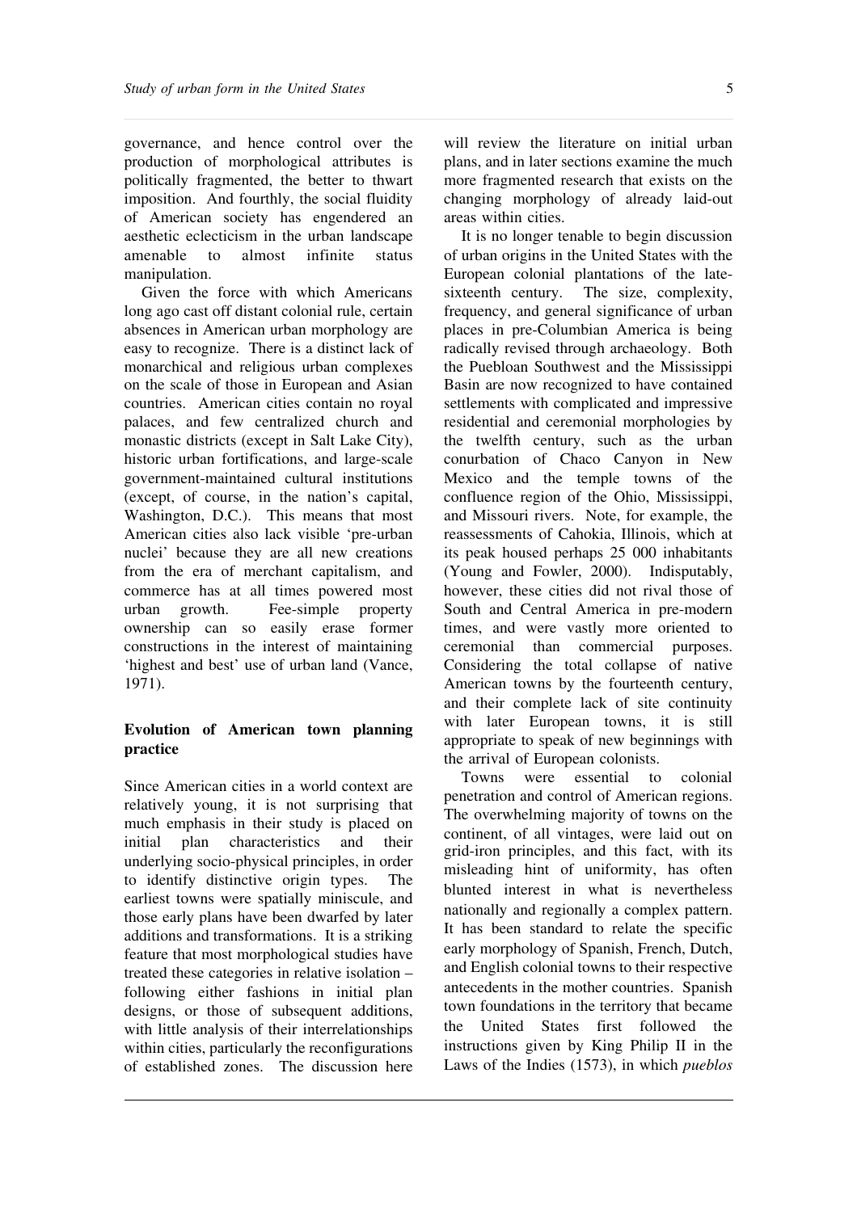governance, and hence control over the production of morphological attributes is politically fragmented, the better to thwart imposition. And fourthly, the social fluidity of American society has engendered an aesthetic eclecticism in the urban landscape amenable to almost infinite status manipulation.

Given the force with which Americans long ago cast off distant colonial rule, certain absences in American urban morphology are easy to recognize. There is a distinct lack of monarchical and religious urban complexes on the scale of those in European and Asian countries. American cities contain no royal palaces, and few centralized church and monastic districts (except in Salt Lake City), historic urban fortifications, and large-scale government-maintained cultural institutions (except, of course, in the nation's capital, Washington, D.C.). This means that most American cities also lack visible 'pre-urban nuclei' because they are all new creations from the era of merchant capitalism, and commerce has at all times powered most urban growth. Fee-simple property ownership can so easily erase former constructions in the interest of maintaining 'highest and best' use of urban land (Vance, 1971).

## Evolution of American town planning practice

Since American cities in a world context are relatively young, it is not surprising that much emphasis in their study is placed on initial plan characteristics and their underlying socio-physical principles, in order to identify distinctive origin types. The earliest towns were spatially miniscule, and those early plans have been dwarfed by later additions and transformations. It is a striking feature that most morphological studies have treated these categories in relative isolation – following either fashions in initial plan designs, or those of subsequent additions, with little analysis of their interrelationships within cities, particularly the reconfigurations of established zones. The discussion here will review the literature on initial urban plans, and in later sections examine the much more fragmented research that exists on the changing morphology of already laid-out areas within cities.

It is no longer tenable to begin discussion of urban origins in the United States with the European colonial plantations of the late-sixteenth century. The size, complexity, frequency, and general significance of urban places in pre-Columbian America is being radically revised through archaeology. Both the Puebloan Southwest and the Mississippi Basin are now recognized to have contained settlements with complicated and impressive residential and ceremonial morphologies by the twelfth century, such as the urban conurbation of Chaco Canyon in New Mexico and the temple towns of the confluence region of the Ohio, Mississippi, and Missouri rivers. Note, for example, the reassessments of Cahokia, Illinois, which at its peak housed perhaps 25 000 inhabitants (Young and Fowler, 2000). Indisputably, however, these cities did not rival those of South and Central America in pre-modern times, and were vastly more oriented to ceremonial than commercial purposes. Considering the total collapse of native American towns by the fourteenth century, and their complete lack of site continuity with later European towns, it is still appropriate to speak of new beginnings with the arrival of European colonists.

Towns were essential to colonial penetration and control of American regions. The overwhelming majority of towns on the continent, of all vintages, were laid out on grid-iron principles, and this fact, with its misleading hint of uniformity, has often blunted interest in what is nevertheless nationally and regionally a complex pattern. It has been standard to relate the specific early morphology of Spanish, French, Dutch, and English colonial towns to their respective antecedents in the mother countries. Spanish town foundations in the territory that became the United States first followed the instructions given by King Philip II in the Laws of the Indies (1573), in which *pueblos*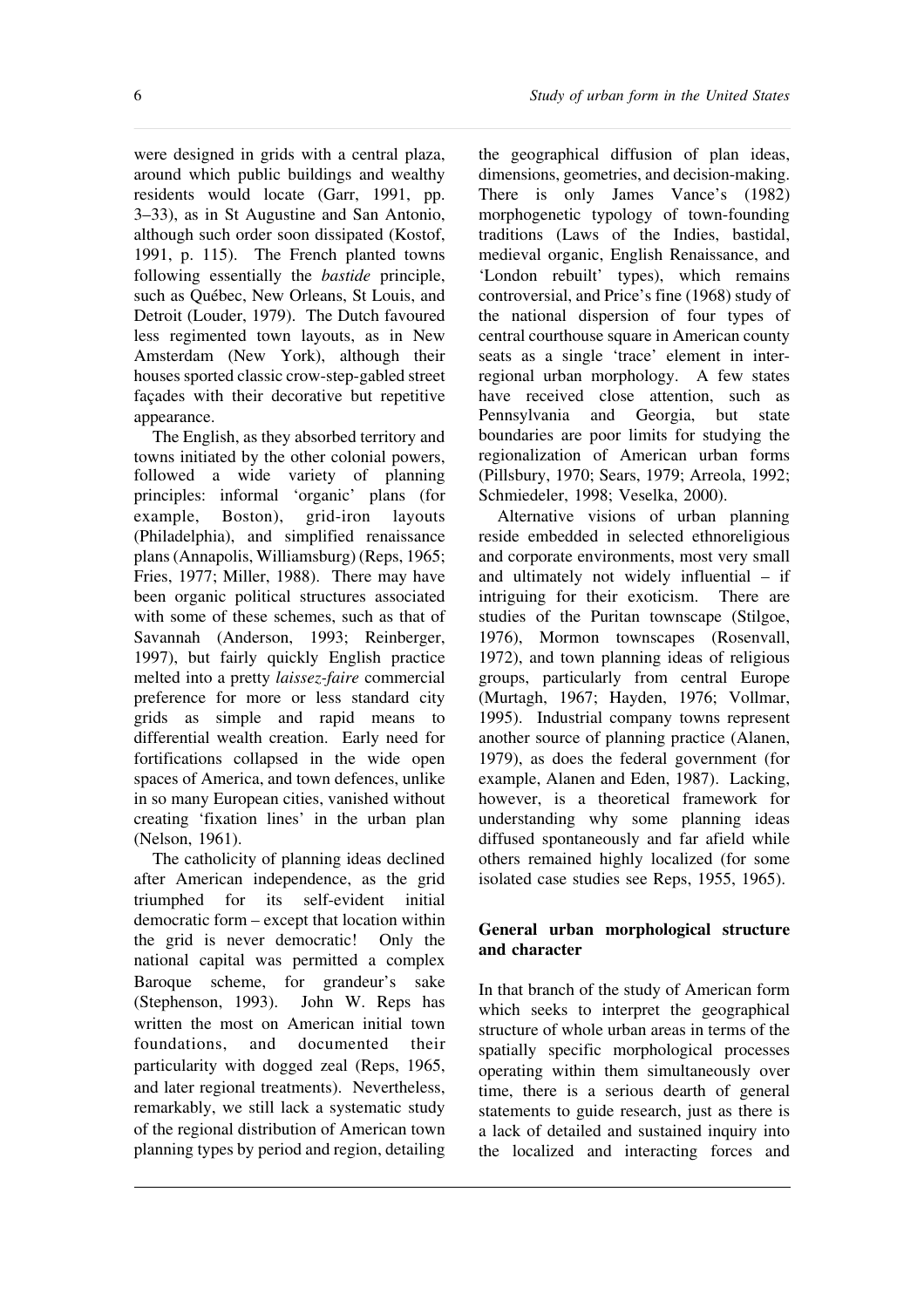were designed in grids with a central plaza, around which public buildings and wealthy residents would locate (Garr, 1991, pp. 3–33), as in St Augustine and San Antonio, although such order soon dissipated (Kostof, 1991, p. 115). The French planted towns following essentially the *bastide* principle, such as Québec, New Orleans, St Louis, and Detroit (Louder, 1979). The Dutch favoured less regimented town layouts, as in New Amsterdam (New York), although their houses sported classic crow-step-gabled street façades with their decorative but repetitive appearance.

The English, as they absorbed territory and towns initiated by the other colonial powers, followed a wide variety of planning principles: informal 'organic' plans (for example, Boston), grid-iron layouts (Philadelphia), and simplified renaissance plans (Annapolis, Williamsburg) (Reps, 1965; Fries, 1977; Miller, 1988). There may have been organic political structures associated with some of these schemes, such as that of Savannah (Anderson, 1993; Reinberger, 1997), but fairly quickly English practice melted into a pretty *laissez-faire* commercial preference for more or less standard city grids as simple and rapid means to differential wealth creation. Early need for fortifications collapsed in the wide open spaces of America, and town defences, unlike in so many European cities, vanished without creating 'fixation lines' in the urban plan (Nelson, 1961).

The catholicity of planning ideas declined after American independence, as the grid triumphed for its self-evident initial democratic form – except that location within the grid is never democratic! Only the national capital was permitted a complex Baroque scheme, for grandeur's sake (Stephenson, 1993). John W. Reps has written the most on American initial town foundations, and documented their particularity with dogged zeal (Reps, 1965, and later regional treatments). Nevertheless, remarkably, we still lack a systematic study of the regional distribution of American town planning types by period and region, detailing the geographical diffusion of plan ideas, dimensions, geometries, and decision-making. There is only James Vance's (1982) morphogenetic typology of town-founding traditions (Laws of the Indies, bastidal, medieval organic, English Renaissance, and 'London rebuilt' types), which remains controversial, and Price's fine (1968) study of the national dispersion of four types of central courthouse square in American county seats as a single 'trace' element in inter-regional urban morphology. A few states have received close attention, such as Pennsylvania and Georgia, but state boundaries are poor limits for studying the regionalization of American urban forms (Pillsbury, 1970; Sears, 1979; Arreola, 1992; Schmiedeler, 1998; Veselka, 2000).

Alternative visions of urban planning reside embedded in selected ethnoreligious and corporate environments, most very small and ultimately not widely influential – if intriguing for their exoticism. There are studies of the Puritan townscape (Stilgoe, 1976), Mormon townscapes (Rosenvall, 1972), and town planning ideas of religious groups, particularly from central Europe (Murtagh, 1967; Hayden, 1976; Vollmar, 1995). Industrial company towns represent another source of planning practice (Alanen, 1979), as does the federal government (for example, Alanen and Eden, 1987). Lacking, however, is a theoretical framework for understanding why some planning ideas diffused spontaneously and far afield while others remained highly localized (for some isolated case studies see Reps, 1955, 1965).

## General urban morphological structure and character

In that branch of the study of American form which seeks to interpret the geographical structure of whole urban areas in terms of the spatially specific morphological processes operating within them simultaneously over time, there is a serious dearth of general statements to guide research, just as there is a lack of detailed and sustained inquiry into the localized and interacting forces and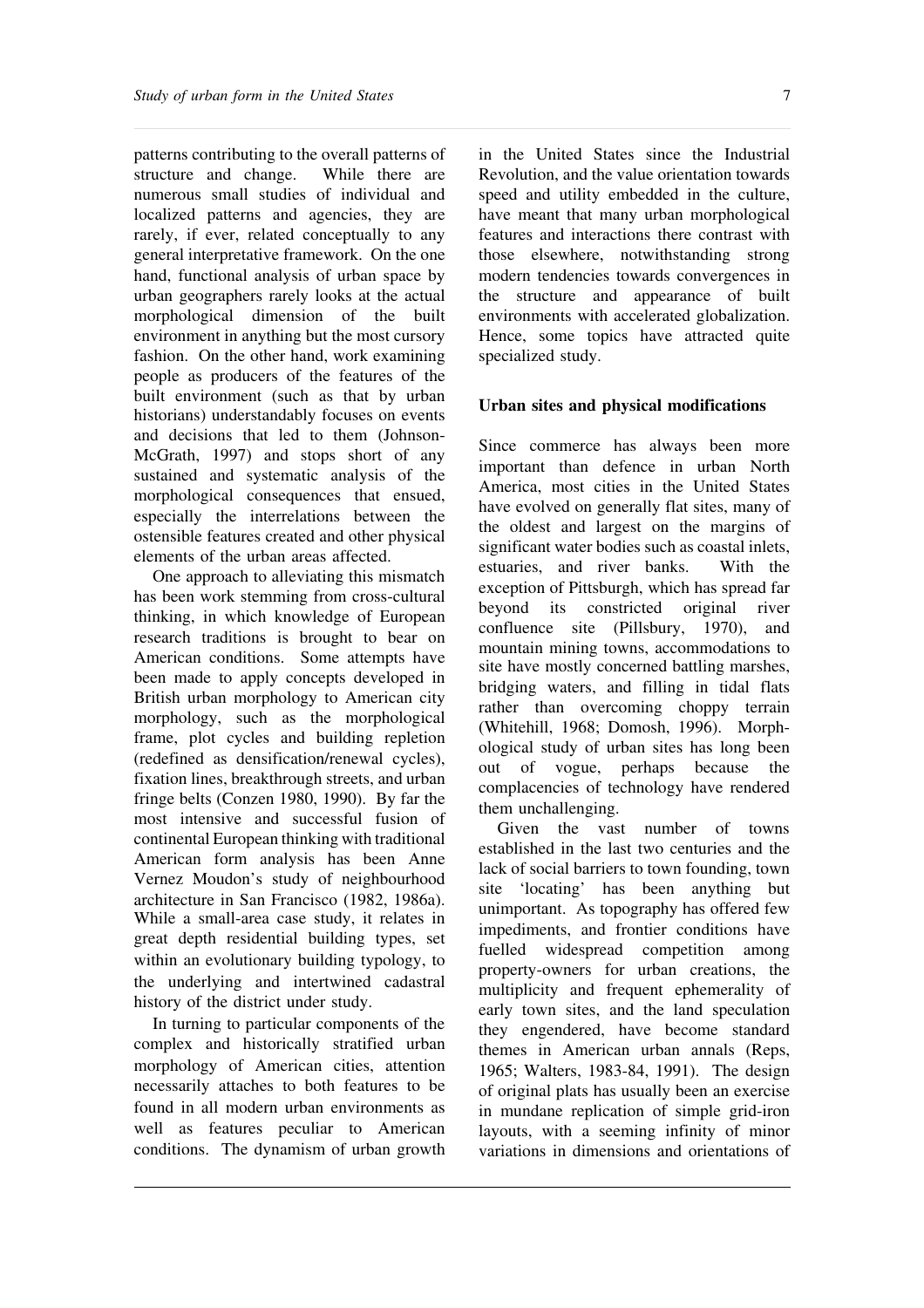patterns contributing to the overall patterns of structure and change. While there are numerous small studies of individual and localized patterns and agencies, they are rarely, if ever, related conceptually to any general interpretative framework. On the one hand, functional analysis of urban space by urban geographers rarely looks at the actual morphological dimension of the built environment in anything but the most cursory fashion. On the other hand, work examining people as producers of the features of the built environment (such as that by urban historians) understandably focuses on events and decisions that led to them (Johnson-McGrath, 1997) and stops short of any sustained and systematic analysis of the morphological consequences that ensued, especially the interrelations between the ostensible features created and other physical elements of the urban areas affected.

One approach to alleviating this mismatch has been work stemming from cross-cultural thinking, in which knowledge of European research traditions is brought to bear on American conditions. Some attempts have been made to apply concepts developed in British urban morphology to American city morphology, such as the morphological frame, plot cycles and building repletion (redefined as densification/renewal cycles), fixation lines, breakthrough streets, and urban fringe belts (Conzen 1980, 1990). By far the most intensive and successful fusion of continental European thinking with traditional American form analysis has been Anne Vernez Moudon's study of neighbourhood architecture in San Francisco (1982, 1986a). While a small-area case study, it relates in great depth residential building types, set within an evolutionary building typology, to the underlying and intertwined cadastral history of the district under study.

In turning to particular components of the complex and historically stratified urban morphology of American cities, attention necessarily attaches to both features to be found in all modern urban environments as well as features peculiar to American conditions. The dynamism of urban growth in the United States since the Industrial Revolution, and the value orientation towards speed and utility embedded in the culture, have meant that many urban morphological features and interactions there contrast with those elsewhere, notwithstanding strong modern tendencies towards convergences in the structure and appearance of built environments with accelerated globalization. Hence, some topics have attracted quite specialized study.

## Urban sites and physical modifications

Since commerce has always been more important than defence in urban North America, most cities in the United States have evolved on generally flat sites, many of the oldest and largest on the margins of significant water bodies such as coastal inlets, estuaries, and river banks. With the exception of Pittsburgh, which has spread far beyond its constricted original river confluence site (Pillsbury, 1970), and mountain mining towns, accommodations to site have mostly concerned battling marshes, bridging waters, and filling in tidal flats rather than overcoming choppy terrain (Whitehill, 1968; Domosh, 1996). Morphological study of urban sites has long been out of vogue, perhaps because the complacencies of technology have rendered them unchallenging.

Given the vast number of towns established in the last two centuries and the lack of social barriers to town founding, town site 'locating' has been anything but unimportant. As topography has offered few impediments, and frontier conditions have fuelled widespread competition among property-owners for urban creations, the multiplicity and frequent ephemerality of early town sites, and the land speculation they engendered, have become standard themes in American urban annals (Reps, 1965; Walters, 1983-84, 1991). The design of original plats has usually been an exercise in mundane replication of simple grid-iron layouts, with a seeming infinity of minor variations in dimensions and orientations of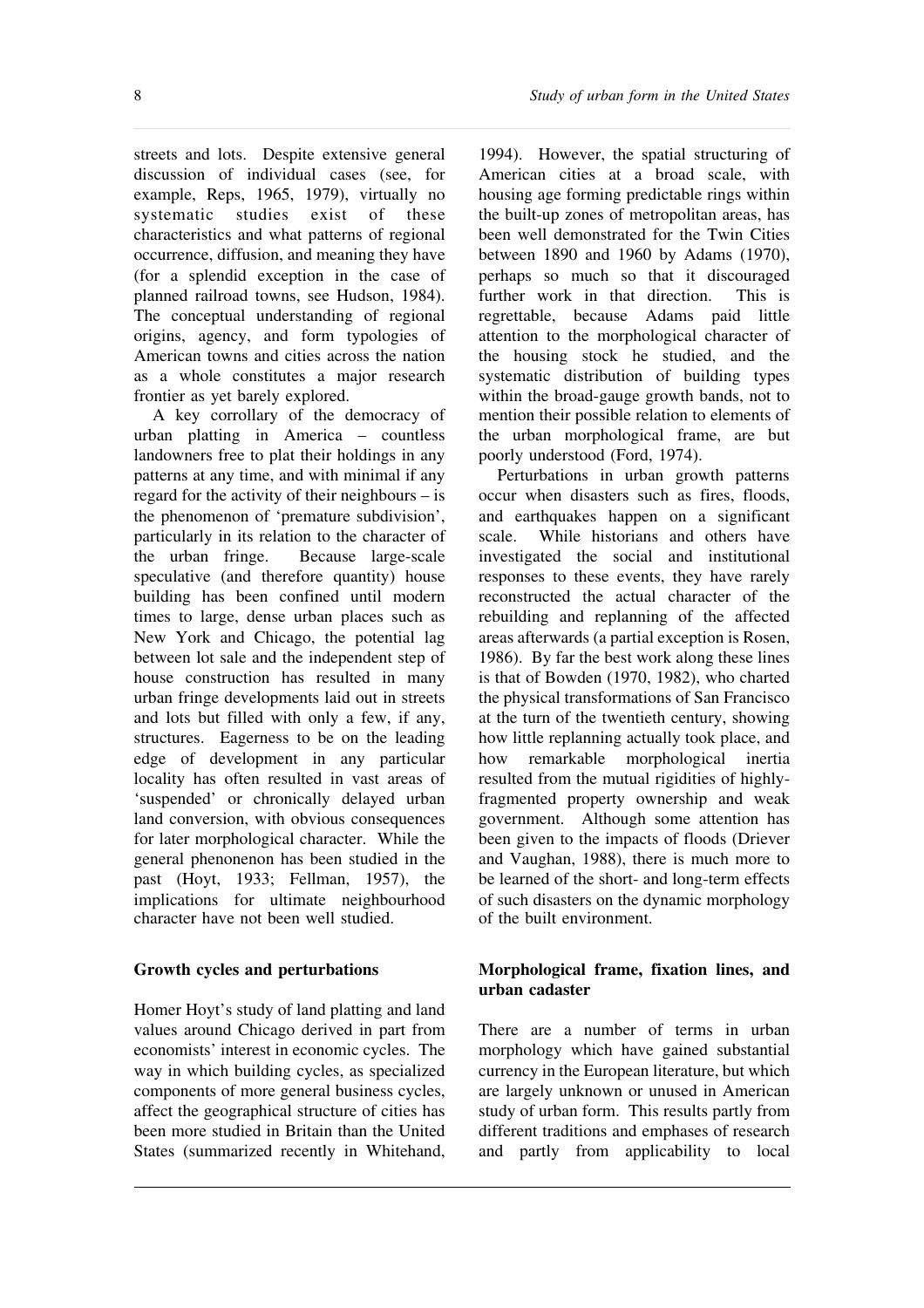streets and lots. Despite extensive general discussion of individual cases (see, for example, Reps, 1965, 1979), virtually no systematic studies exist of these characteristics and what patterns of regional occurrence, diffusion, and meaning they have (for a splendid exception in the case of planned railroad towns, see Hudson, 1984). The conceptual understanding of regional origins, agency, and form typologies of American towns and cities across the nation as a whole constitutes a major research frontier as yet barely explored.

A key corrollary of the democracy of urban platting in America – countless landowners free to plat their holdings in any patterns at any time, and with minimal if any regard for the activity of their neighbours – is the phenomenon of 'premature subdivision', particularly in its relation to the character of the urban fringe. Because large-scale speculative (and therefore quantity) house building has been confined until modern times to large, dense urban places such as New York and Chicago, the potential lag between lot sale and the independent step of house construction has resulted in many urban fringe developments laid out in streets and lots but filled with only a few, if any, structures. Eagerness to be on the leading edge of development in any particular locality has often resulted in vast areas of 'suspended' or chronically delayed urban land conversion, with obvious consequences for later morphological character. While the general phenonenon has been studied in the past (Hoyt, 1933; Fellman, 1957), the implications for ultimate neighbourhood character have not been well studied.

## Growth cycles and perturbations

Homer Hoyt's study of land platting and land values around Chicago derived in part from economists' interest in economic cycles. The way in which building cycles, as specialized components of more general business cycles, affect the geographical structure of cities has been more studied in Britain than the United States (summarized recently in Whitehand, 1994). However, the spatial structuring of American cities at a broad scale, with housing age forming predictable rings within the built-up zones of metropolitan areas, has been well demonstrated for the Twin Cities between 1890 and 1960 by Adams (1970), perhaps so much so that it discouraged further work in that direction. This is regrettable, because Adams paid little attention to the morphological character of the housing stock he studied, and the systematic distribution of building types within the broad-gauge growth bands, not to mention their possible relation to elements of the urban morphological frame, are but poorly understood (Ford, 1974).

Perturbations in urban growth patterns occur when disasters such as fires, floods, and earthquakes happen on a significant scale. While historians and others have investigated the social and institutional responses to these events, they have rarely reconstructed the actual character of the rebuilding and replanning of the affected areas afterwards (a partial exception is Rosen, 1986). By far the best work along these lines is that of Bowden (1970, 1982), who charted the physical transformations of San Francisco at the turn of the twentieth century, showing how little replanning actually took place, and how remarkable morphological inertia resulted from the mutual rigidities of highly-fragmented property ownership and weak government. Although some attention has been given to the impacts of floods (Driever and Vaughan, 1988), there is much more to be learned of the short- and long-term effects of such disasters on the dynamic morphology of the built environment.

## Morphological frame, fixation lines, and urban cadaster

There are a number of terms in urban morphology which have gained substantial currency in the European literature, but which are largely unknown or unused in American study of urban form. This results partly from different traditions and emphases of research and partly from applicability to local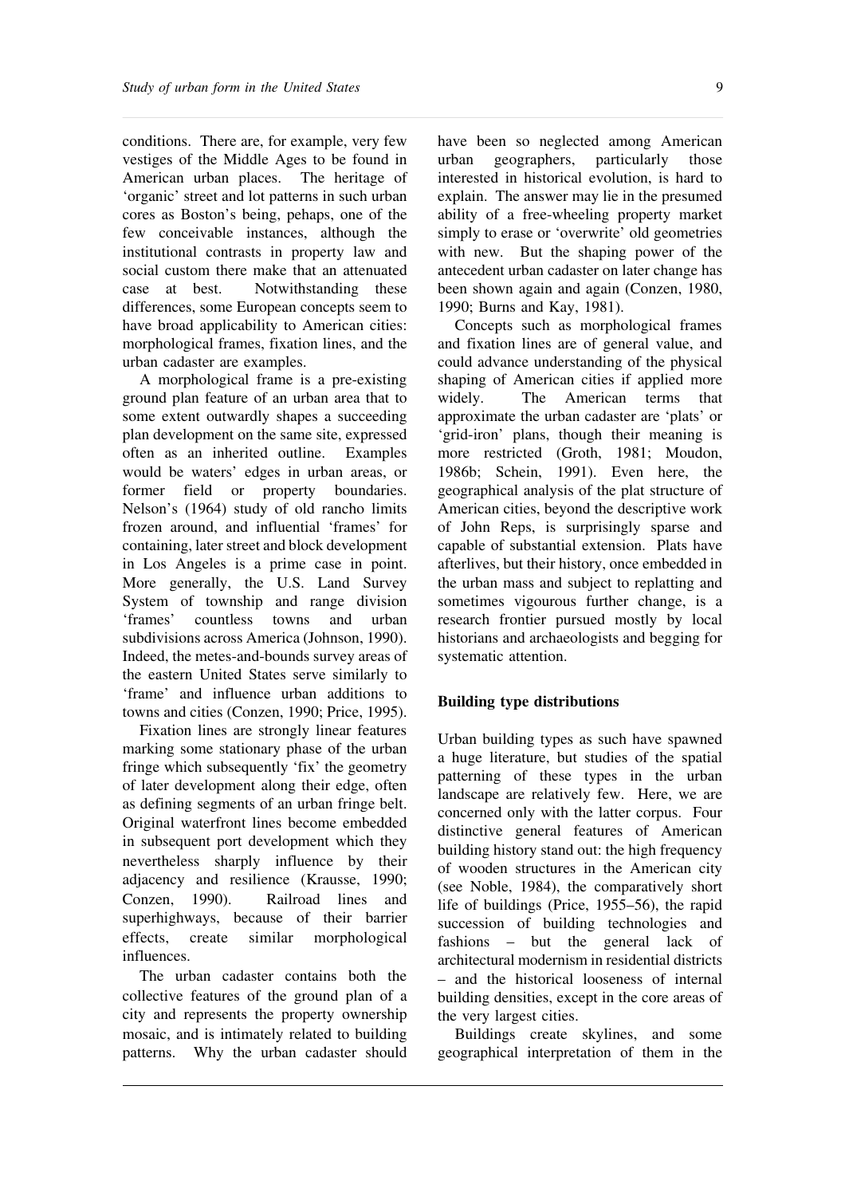conditions. There are, for example, very few vestiges of the Middle Ages to be found in American urban places. The heritage of 'organic' street and lot patterns in such urban cores as Boston's being, pehaps, one of the few conceivable instances, although the institutional contrasts in property law and social custom there make that an attenuated case at best. Notwithstanding these differences, some European concepts seem to have broad applicability to American cities: morphological frames, fixation lines, and the urban cadaster are examples.

A morphological frame is a pre-existing ground plan feature of an urban area that to some extent outwardly shapes a succeeding plan development on the same site, expressed often as an inherited outline. Examples would be waters' edges in urban areas, or former field or property boundaries. Nelson's (1964) study of old rancho limits frozen around, and influential 'frames' for containing, later street and block development in Los Angeles is a prime case in point. More generally, the U.S. Land Survey System of township and range division 'frames' countless towns and urban subdivisions across America (Johnson, 1990). Indeed, the metes-and-bounds survey areas of the eastern United States serve similarly to 'frame' and influence urban additions to towns and cities (Conzen, 1990; Price, 1995).

Fixation lines are strongly linear features marking some stationary phase of the urban fringe which subsequently 'fix' the geometry of later development along their edge, often as defining segments of an urban fringe belt. Original waterfront lines become embedded in subsequent port development which they nevertheless sharply influence by their adjacency and resilience (Krausse, 1990; Conzen, 1990). Railroad lines and superhighways, because of their barrier effects, create similar morphological influences.

The urban cadaster contains both the collective features of the ground plan of a city and represents the property ownership mosaic, and is intimately related to building patterns. Why the urban cadaster should have been so neglected among American urban geographers, particularly those interested in historical evolution, is hard to explain. The answer may lie in the presumed ability of a free-wheeling property market simply to erase or 'overwrite' old geometries with new. But the shaping power of the antecedent urban cadaster on later change has been shown again and again (Conzen, 1980, 1990; Burns and Kay, 1981).

Concepts such as morphological frames and fixation lines are of general value, and could advance understanding of the physical shaping of American cities if applied more widely. The American terms that approximate the urban cadaster are 'plats' or 'grid-iron' plans, though their meaning is more restricted (Groth, 1981; Moudon, 1986b; Schein, 1991). Even here, the geographical analysis of the plat structure of American cities, beyond the descriptive work of John Reps, is surprisingly sparse and capable of substantial extension. Plats have afterlives, but their history, once embedded in the urban mass and subject to replatting and sometimes vigourous further change, is a research frontier pursued mostly by local historians and archaeologists and begging for systematic attention.

## Building type distributions

Urban building types as such have spawned a huge literature, but studies of the spatial patterning of these types in the urban landscape are relatively few. Here, we are concerned only with the latter corpus. Four distinctive general features of American building history stand out: the high frequency of wooden structures in the American city (see Noble, 1984), the comparatively short life of buildings (Price, 1955–56), the rapid succession of building technologies and fashions – but the general lack of architectural modernism in residential districts – and the historical looseness of internal building densities, except in the core areas of the very largest cities.

Buildings create skylines, and some geographical interpretation of them in the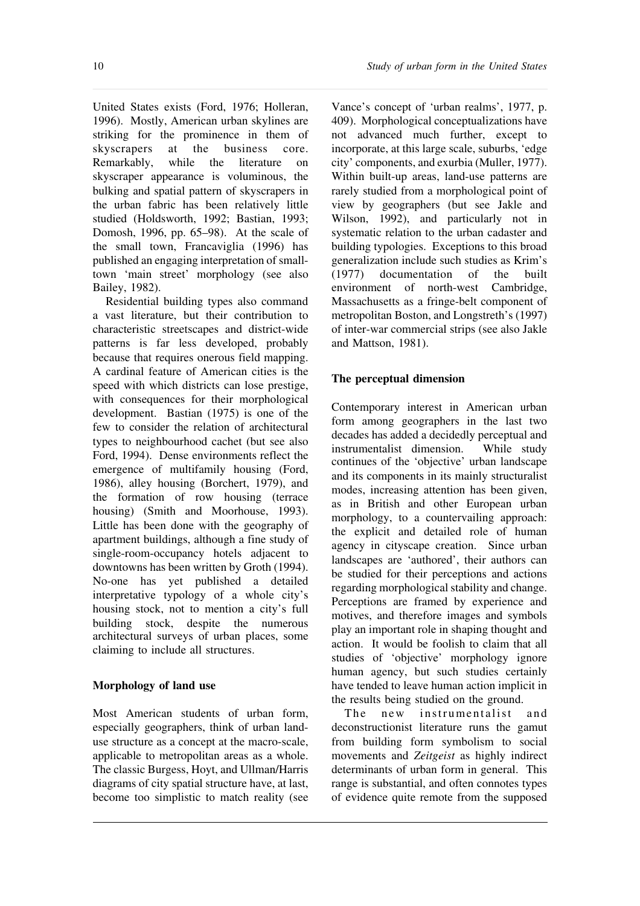United States exists (Ford, 1976; Holleran, 1996). Mostly, American urban skylines are striking for the prominence in them of skyscrapers at the business core. Remarkably, while the literature on skyscraper appearance is voluminous, the bulking and spatial pattern of skyscrapers in the urban fabric has been relatively little studied (Holdsworth, 1992; Bastian, 1993; Domosh, 1996, pp. 65–98). At the scale of the small town, Francaviglia (1996) has published an engaging interpretation of small-town 'main street' morphology (see also Bailey, 1982).

Residential building types also command a vast literature, but their contribution to characteristic streetscapes and district-wide patterns is far less developed, probably because that requires onerous field mapping. A cardinal feature of American cities is the speed with which districts can lose prestige, with consequences for their morphological development. Bastian (1975) is one of the few to consider the relation of architectural types to neighbourhood cachet (but see also Ford, 1994). Dense environments reflect the emergence of multifamily housing (Ford, 1986), alley housing (Borchert, 1979), and the formation of row housing (terrace housing) (Smith and Moorhouse, 1993). Little has been done with the geography of apartment buildings, although a fine study of single-room-occupancy hotels adjacent to downtowns has been written by Groth (1994). No-one has yet published a detailed interpretative typology of a whole city's housing stock, not to mention a city's full building stock, despite the numerous architectural surveys of urban places, some claiming to include all structures.

## Morphology of land use

Most American students of urban form, especially geographers, think of urban land-use structure as a concept at the macro-scale, applicable to metropolitan areas as a whole. The classic Burgess, Hoyt, and Ullman/Harris diagrams of city spatial structure have, at last, become too simplistic to match reality (see Vance's concept of 'urban realms', 1977, p. 409). Morphological conceptualizations have not advanced much further, except to incorporate, at this large scale, suburbs, 'edge city' components, and exurbia (Muller, 1977). Within built-up areas, land-use patterns are rarely studied from a morphological point of view by geographers (but see Jakle and Wilson, 1992), and particularly not in systematic relation to the urban cadaster and building typologies. Exceptions to this broad generalization include such studies as Krim's (1977) documentation of the built environment of north-west Cambridge, Massachusetts as a fringe-belt component of metropolitan Boston, and Longstreth's (1997) of inter-war commercial strips (see also Jakle and Mattson, 1981).

## The perceptual dimension

Contemporary interest in American urban form among geographers in the last two decades has added a decidedly perceptual and instrumentalist dimension. While study continues of the 'objective' urban landscape and its components in its mainly structuralist modes, increasing attention has been given, as in British and other European urban morphology, to a countervailing approach: the explicit and detailed role of human agency in cityscape creation. Since urban landscapes are 'authored', their authors can be studied for their perceptions and actions regarding morphological stability and change. Perceptions are framed by experience and motives, and therefore images and symbols play an important role in shaping thought and action. It would be foolish to claim that all studies of 'objective' morphology ignore human agency, but such studies certainly have tended to leave human action implicit in the results being studied on the ground.

The new instrumentalist and deconstructionist literature runs the gamut from building form symbolism to social movements and *Zeitgeist* as highly indirect determinants of urban form in general. This range is substantial, and often connotes types of evidence quite remote from the supposed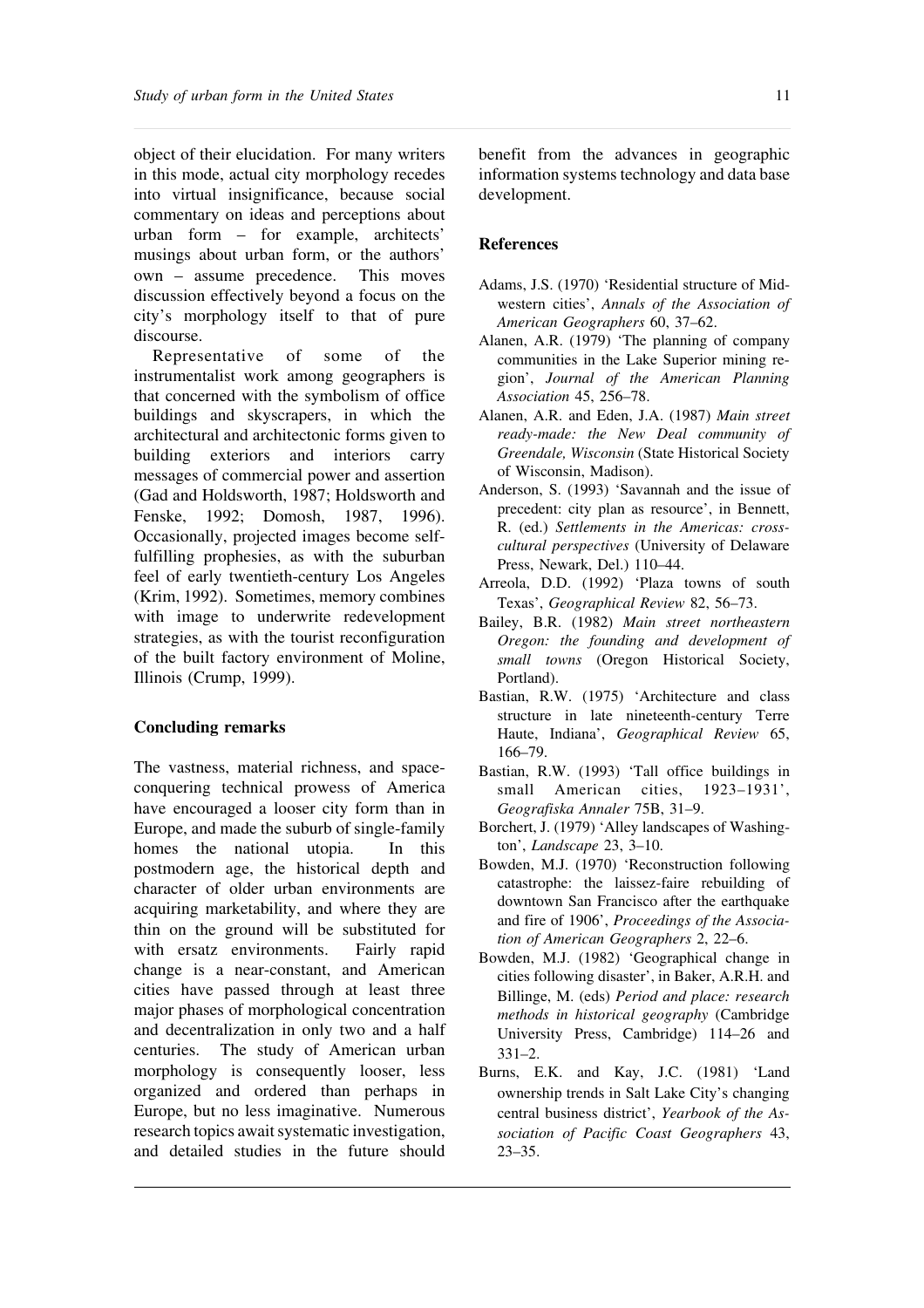object of their elucidation. For many writers in this mode, actual city morphology recedes into virtual insignificance, because social commentary on ideas and perceptions about urban form – for example, architects' musings about urban form, or the authors' own – assume precedence. This moves discussion effectively beyond a focus on the city's morphology itself to that of pure discourse.

Representative of some of the instrumentalist work among geographers is that concerned with the symbolism of office buildings and skyscrapers, in which the architectural and architectonic forms given to building exteriors and interiors carry messages of commercial power and assertion (Gad and Holdsworth, 1987; Holdsworth and Fenske, 1992; Domosh, 1987, 1996). Occasionally, projected images become self-fulfilling prophesies, as with the suburban feel of early twentieth-century Los Angeles (Krim, 1992). Sometimes, memory combines with image to underwrite redevelopment strategies, as with the tourist reconfiguration of the built factory environment of Moline, Illinois (Crump, 1999).

### Concluding remarks

The vastness, material richness, and space-conquering technical prowess of America have encouraged a looser city form than in Europe, and made the suburb of single-family homes the national utopia. In this postmodern age, the historical depth and character of older urban environments are acquiring marketability, and where they are thin on the ground will be substituted for with ersatz environments. Fairly rapid change is a near-constant, and American cities have passed through at least three major phases of morphological concentration and decentralization in only two and a half centuries. The study of American urban morphology is consequently looser, less organized and ordered than perhaps in Europe, but no less imaginative. Numerous research topics await systematic investigation, and detailed studies in the future should benefit from the advances in geographic information systems technology and data base development.

### References

Adams, J.S. (1970) 'Residential structure of Midwestern cities', *Annals of the Association of American Geographers* 60, 37–62.

Alanen, A.R. (1979) 'The planning of company communities in the Lake Superior mining region', *Journal of the American Planning Association* 45, 256–78.

Alanen, A.R. and Eden, J.A. (1987) *Main street ready-made: the New Deal community of Greendale, Wisconsin* (State Historical Society of Wisconsin, Madison).

Anderson, S. (1993) 'Savannah and the issue of precedent: city plan as resource', in Bennett, R. (ed.) *Settlements in the Americas: cross-cultural perspectives* (University of Delaware Press, Newark, Del.) 110–44.

Arreola, D.D. (1992) 'Plaza towns of south Texas', *Geographical Review* 82, 56–73.

Bailey, B.R. (1982) *Main street northeastern Oregon: the founding and development of small towns* (Oregon Historical Society, Portland).

Bastian, R.W. (1975) 'Architecture and class structure in late nineteenth-century Terre Haute, Indiana', *Geographical Review* 65, 166–79.

Bastian, R.W. (1993) 'Tall office buildings in small American cities, 1923–1931', *Geografiska Annaler* 75B, 31–9.

Borchert, J. (1979) 'Alley landscapes of Washington', *Landscape* 23, 3–10.

Bowden, M.J. (1970) 'Reconstruction following catastrophe: the laissez-faire rebuilding of downtown San Francisco after the earthquake and fire of 1906', *Proceedings of the Association of American Geographers* 2, 22–6.

Bowden, M.J. (1982) 'Geographical change in cities following disaster', in Baker, A.R.H. and Billinge, M. (eds) *Period and place: research methods in historical geography* (Cambridge University Press, Cambridge) 114–26 and 331–2.

Burns, E.K. and Kay, J.C. (1981) 'Land ownership trends in Salt Lake City's changing central business district', *Yearbook of the Association of Pacific Coast Geographers* 43, 23–35.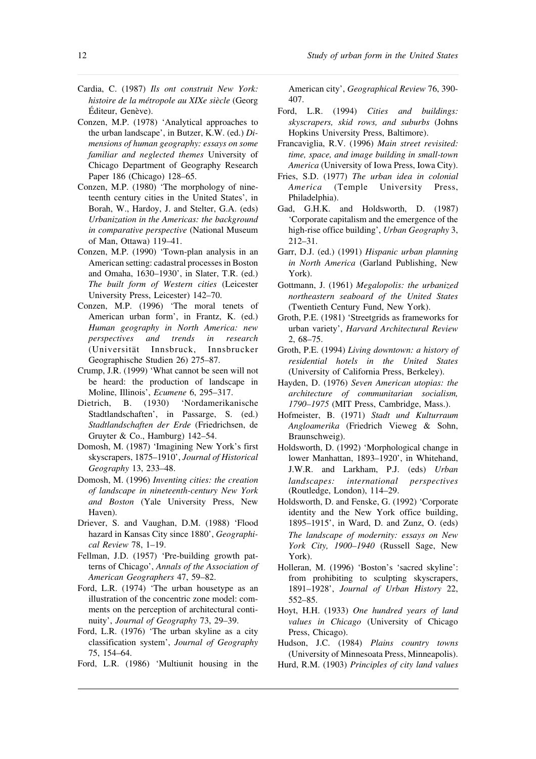Cardia, C. (1987) *Ils ont construit New York: histoire de la métropole au XIXe siècle* (Georg Éditeur, Genève).

Conzen, M.P. (1978) 'Analytical approaches to the urban landscape', in Butzer, K.W. (ed.) *Dimensions of human geography: essays on some familiar and neglected themes* University of Chicago Department of Geography Research Paper 186 (Chicago) 128–65.

Conzen, M.P. (1980) 'The morphology of nineteenth century cities in the United States', in Borah, W., Hardoy, J. and Stelter, G.A. (eds) *Urbanization in the Americas: the background in comparative perspective* (National Museum of Man, Ottawa) 119–41.

Conzen, M.P. (1990) 'Town-plan analysis in an American setting: cadastral processes in Boston and Omaha, 1630–1930', in Slater, T.R. (ed.) *The built form of Western cities* (Leicester University Press, Leicester) 142–70.

Conzen, M.P. (1996) 'The moral tenets of American urban form', in Frantz, K. (ed.) *Human geography in North America: new perspectives and trends in research* (Universität Innsbruck, Innsbrucker Geographische Studien 26) 275–87.

Crump, J.R. (1999) 'What cannot be seen will not be heard: the production of landscape in Moline, Illinois', *Ecumene* 6, 295–317.

Dietrich, B. (1930) 'Nordamerikanische Stadtlandschaften', in Passarge, S. (ed.) *Stadtlandschaften der Erde* (Friedrichsen, de Gruyter & Co., Hamburg) 142–54.

Domosh, M. (1987) 'Imagining New York's first skyscrapers, 1875–1910', *Journal of Historical Geography* 13, 233–48.

Domosh, M. (1996) *Inventing cities: the creation of landscape in nineteenth-century New York and Boston* (Yale University Press, New Haven).

Driever, S. and Vaughan, D.M. (1988) 'Flood hazard in Kansas City since 1880', *Geographical Review* 78, 1–19.

Fellman, J.D. (1957) 'Pre-building growth patterns of Chicago', *Annals of the Association of American Geographers* 47, 59–82.

Ford, L.R. (1974) 'The urban housetype as an illustration of the concentric zone model: comments on the perception of architectural continuity', *Journal of Geography* 73, 29–39.

Ford, L.R. (1976) 'The urban skyline as a city classification system', *Journal of Geography* 75, 154–64.

Ford, L.R. (1986) 'Multiunit housing in the American city', *Geographical Review* 76, 390-407.

Ford, L.R. (1994) *Cities and buildings: skyscrapers, skid rows, and suburbs* (Johns Hopkins University Press, Baltimore).

Francaviglia, R.V. (1996) *Main street revisited: time, space, and image building in small-town America* (University of Iowa Press, Iowa City).

Fries, S.D. (1977) *The urban idea in colonial America* (Temple University Press, Philadelphia).

Gad, G.H.K. and Holdsworth, D. (1987) 'Corporate capitalism and the emergence of the high-rise office building', *Urban Geography* 3, 212–31.

Garr, D.J. (ed.) (1991) *Hispanic urban planning in North America* (Garland Publishing, New York).

Gottmann, J. (1961) *Megalopolis: the urbanized northeastern seaboard of the United States* (Twentieth Century Fund, New York).

Groth, P.E. (1981) 'Streetgrids as frameworks for urban variety', *Harvard Architectural Review* 2, 68–75.

Groth, P.E. (1994) *Living downtown: a history of residential hotels in the United States* (University of California Press, Berkeley).

Hayden, D. (1976) *Seven American utopias: the architecture of communitarian socialism, 1790–1975* (MIT Press, Cambridge, Mass.).

Hofmeister, B. (1971) *Stadt und Kulturraum Angloamerika* (Friedrich Vieweg & Sohn, Braunschweig).

Holdsworth, D. (1992) 'Morphological change in lower Manhattan, 1893–1920', in Whitehand, J.W.R. and Larkham, P.J. (eds) *Urban landscapes: international perspectives* (Routledge, London), 114–29.

Holdsworth, D. and Fenske, G. (1992) 'Corporate identity and the New York office building, 1895–1915', in Ward, D. and Zunz, O. (eds) *The landscape of modernity: essays on New York City, 1900–1940* (Russell Sage, New York).

Holleran, M. (1996) 'Boston's 'sacred skyline': from prohibiting to sculpting skyscrapers, 1891–1928', *Journal of Urban History* 22, 552–85.

Hoyt, H.H. (1933) *One hundred years of land values in Chicago* (University of Chicago Press, Chicago).

Hudson, J.C. (1984) *Plains country towns* (University of Minnesoata Press, Minneapolis).

Hurd, R.M. (1903) *Principles of city land values*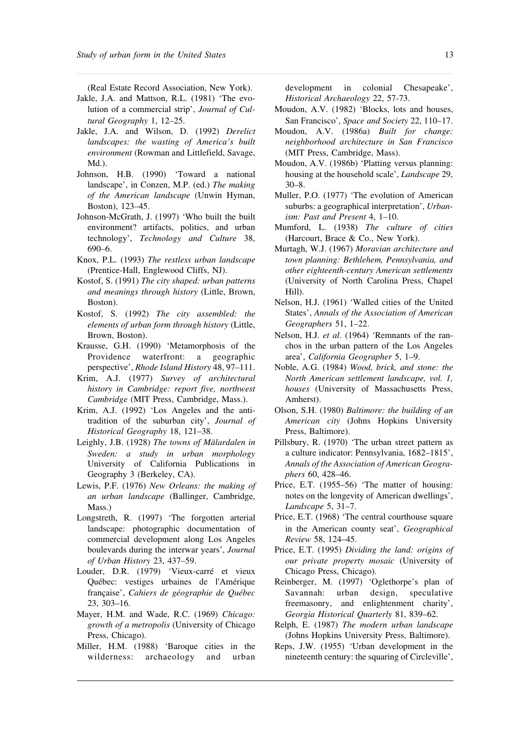(Real Estate Record Association, New York).

Jakle, J.A. and Mattson, R.L. (1981) 'The evolution of a commercial strip', *Journal of Cultural Geography* 1, 12–25.

Jakle, J.A. and Wilson, D. (1992) *Derelict landscapes: the wasting of America's built environment* (Rowman and Littlefield, Savage, Md.).

Johnson, H.B. (1990) 'Toward a national landscape', in Conzen, M.P. (ed.) *The making of the American landscape* (Unwin Hyman, Boston), 123–45.

Johnson-McGrath, J. (1997) 'Who built the built environment? artifacts, politics, and urban technology', *Technology and Culture* 38, 690–6.

Knox, P.L. (1993) *The restless urban landscape* (Prentice-Hall, Englewood Cliffs, NJ).

Kostof, S. (1991) *The city shaped: urban patterns and meanings through history* (Little, Brown, Boston).

Kostof, S. (1992) *The city assembled: the elements of urban form through history* (Little, Brown, Boston).

Krausse, G.H. (1990) 'Metamorphosis of the Providence waterfront: a geographic perspective', *Rhode Island History* 48, 97–111.

Krim, A.J. (1977) *Survey of architectural history in Cambridge: report five, northwest Cambridge* (MIT Press, Cambridge, Mass.).

Krim, A.J. (1992) 'Los Angeles and the anti-tradition of the suburban city', *Journal of Historical Geography* 18, 121–38.

Leighly, J.B. (1928) *The towns of Mälardalen in Sweden: a study in urban morphology* University of California Publications in Geography 3 (Berkeley, CA).

Lewis, P.F. (1976) *New Orleans: the making of an urban landscape* (Ballinger, Cambridge, Mass.)

Longstreth, R. (1997) 'The forgotten arterial landscape: photographic documentation of commercial development along Los Angeles boulevards during the interwar years', *Journal of Urban History* 23, 437–59.

Louder, D.R. (1979) 'Vieux-carré et vieux Québec: vestiges urbaines de l'Amérique française', *Cahiers de géographie de Québec* 23, 303–16.

Mayer, H.M. and Wade, R.C. (1969) *Chicago: growth of a metropolis* (University of Chicago Press, Chicago).

Miller, H.M. (1988) 'Baroque cities in the wilderness: archaeology and urban development in colonial Chesapeake', *Historical Archaeology* 22, 57-73.

Moudon, A.V. (1982) 'Blocks, lots and houses, San Francisco', *Space and Society* 22, 110–17.

Moudon, A.V. (1986a) *Built for change: neighborhood architecture in San Francisco* (MIT Press, Cambridge, Mass).

Moudon, A.V. (1986b) 'Platting versus planning: housing at the household scale', *Landscape* 29, 30–8.

Muller, P.O. (1977) 'The evolution of American suburbs: a geographical interpretation', *Urbanism: Past and Present* 4, 1–10.

Mumford, L. (1938) *The culture of cities* (Harcourt, Brace & Co., New York).

Murtagh, W.J. (1967) *Moravian architecture and town planning: Bethlehem, Pennsylvania, and other eighteenth-century American settlements* (University of North Carolina Press, Chapel Hill).

Nelson, H.J. (1961) 'Walled cities of the United States', *Annals of the Association of American Geographers* 51, 1–22.

Nelson, H.J. *et al*. (1964) 'Remnants of the ranchos in the urban pattern of the Los Angeles area', *California Geographer* 5, 1–9.

Noble, A.G. (1984) *Wood, brick, and stone: the North American settlement landscape, vol. 1, houses* (University of Massachusetts Press, Amherst).

Olson, S.H. (1980) *Baltimore: the building of an American city* (Johns Hopkins University Press, Baltimore).

Pillsbury, R. (1970) 'The urban street pattern as a culture indicator: Pennsylvania, 1682–1815', *Annals of the Association of American Geographers* 60, 428–46.

Price, E.T. (1955–56) 'The matter of housing: notes on the longevity of American dwellings', *Landscape* 5, 31–7.

Price, E.T. (1968) 'The central courthouse square in the American county seat', *Geographical Review* 58, 124–45.

Price, E.T. (1995) *Dividing the land: origins of our private property mosaic* (University of Chicago Press, Chicago).

Reinberger, M. (1997) 'Oglethorpe's plan of Savannah: urban design, speculative freemasonry, and enlightenment charity', *Georgia Historical Quarterly* 81, 839–62.

Relph, E. (1987) *The modern urban landscape* (Johns Hopkins University Press, Baltimore).

Reps, J.W. (1955) 'Urban development in the nineteenth century: the squaring of Circleville',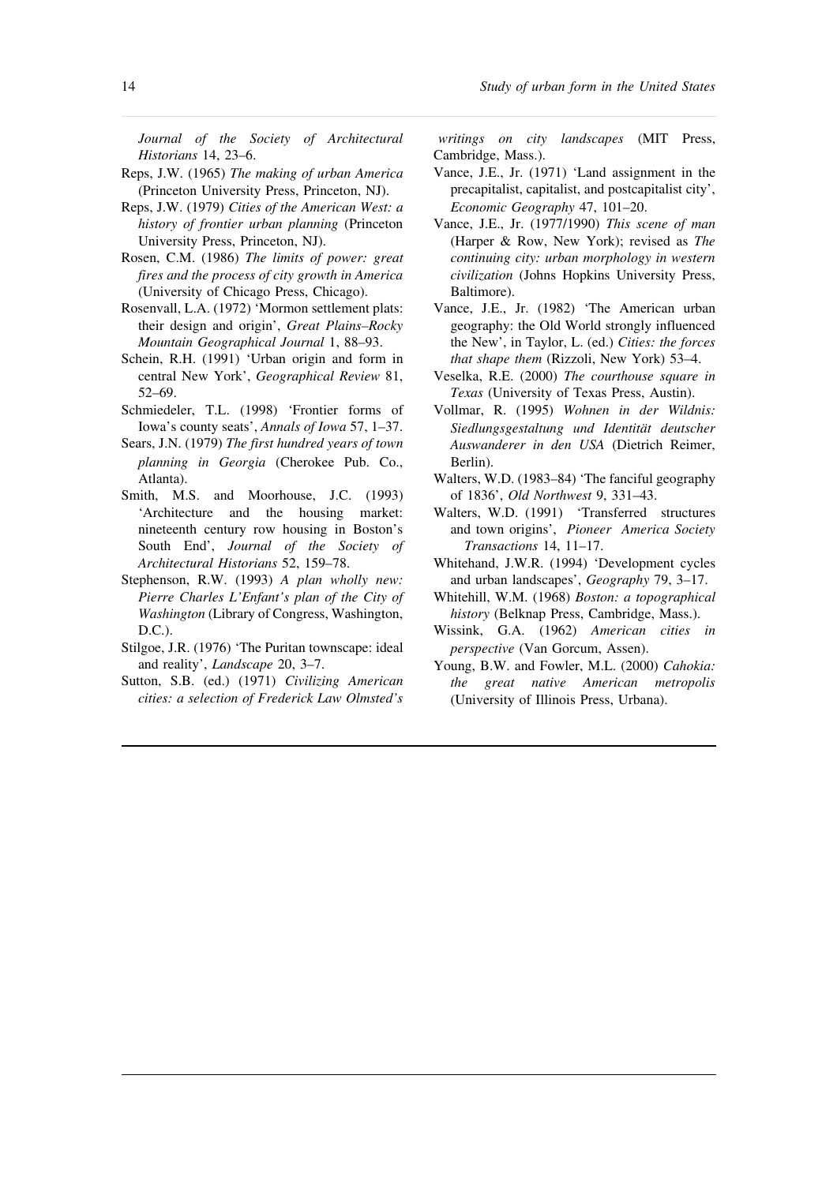*Journal of the Society of Architectural Historians* 14, 23–6.

Reps, J.W. (1965) *The making of urban America* (Princeton University Press, Princeton, NJ).

Reps, J.W. (1979) *Cities of the American West: a history of frontier urban planning* (Princeton University Press, Princeton, NJ).

Rosen, C.M. (1986) *The limits of power: great fires and the process of city growth in America* (University of Chicago Press, Chicago).

Rosenvall, L.A. (1972) 'Mormon settlement plats: their design and origin', *Great Plains–Rocky Mountain Geographical Journal* 1, 88–93.

Schein, R.H. (1991) 'Urban origin and form in central New York', *Geographical Review* 81, 52–69.

Schmiedeler, T.L. (1998) 'Frontier forms of Iowa's county seats', *Annals of Iowa* 57, 1–37.

Sears, J.N. (1979) *The first hundred years of town planning in Georgia* (Cherokee Pub. Co., Atlanta).

Smith, M.S. and Moorhouse, J.C. (1993) 'Architecture and the housing market: nineteenth century row housing in Boston's South End', *Journal of the Society of Architectural Historians* 52, 159–78.

Stephenson, R.W. (1993) *A plan wholly new: Pierre Charles L'Enfant's plan of the City of Washington* (Library of Congress, Washington, D.C.).

Stilgoe, J.R. (1976) 'The Puritan townscape: ideal and reality', *Landscape* 20, 3–7.

Sutton, S.B. (ed.) (1971) *Civilizing American cities: a selection of Frederick Law Olmsted's writings on city landscapes* (MIT Press, Cambridge, Mass.).

Vance, J.E., Jr. (1971) 'Land assignment in the precapitalist, capitalist, and postcapitalist city', *Economic Geography* 47, 101–20.

Vance, J.E., Jr. (1977/1990) *This scene of man* (Harper & Row, New York); revised as *The continuing city: urban morphology in western civilization* (Johns Hopkins University Press, Baltimore).

Vance, J.E., Jr. (1982) 'The American urban geography: the Old World strongly influenced the New', in Taylor, L. (ed.) *Cities: the forces that shape them* (Rizzoli, New York) 53–4.

Veselka, R.E. (2000) *The courthouse square in Texas* (University of Texas Press, Austin).

Vollmar, R. (1995) *Wohnen in der Wildnis: Siedlungsgestaltung und Identität deutscher Auswanderer in den USA* (Dietrich Reimer, Berlin).

Walters, W.D. (1983–84) 'The fanciful geography of 1836', *Old Northwest* 9, 331–43.

Walters, W.D. (1991) 'Transferred structures and town origins', *Pioneer America Society Transactions* 14, 11–17.

Whitehand, J.W.R. (1994) 'Development cycles and urban landscapes', *Geography* 79, 3–17.

Whitehill, W.M. (1968) *Boston: a topographical history* (Belknap Press, Cambridge, Mass.).

Wissink, G.A. (1962) *American cities in perspective* (Van Gorcum, Assen).

Young, B.W. and Fowler, M.L. (2000) *Cahokia: the great native American metropolis* (University of Illinois Press, Urbana).